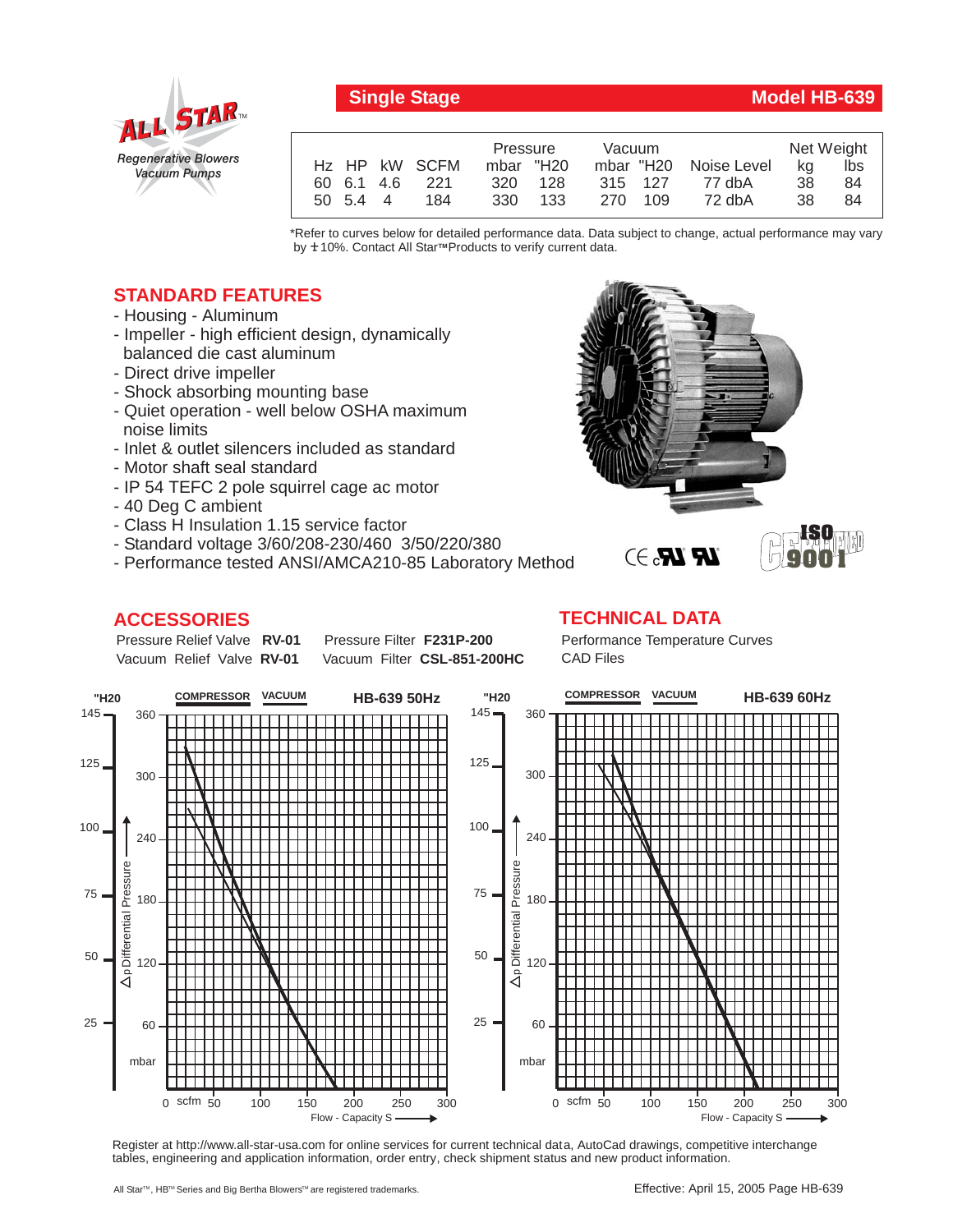## Single Stage — Model HB-639

| Hz | HP | kW | SCFM | Pressure mbar | Pressure "H20 | Vacuum mbar | Vacuum "H20 | Noise Level | Net Weight kg | Net Weight lbs |
|---|---|---|---|---|---|---|---|---|---|---|
| 60 | 6.1 | 4.6 | 221 | 320 | 128 | 315 | 127 | 77 dbA | 38 | 84 |
| 50 | 5.4 | 4 | 184 | 330 | 133 | 270 | 109 | 72 dbA | 38 | 84 |

*Refer to curves below for detailed performance data. Data subject to change, actual performance may vary by ± 10%. Contact All Star™ Products to verify current data.

## STANDARD FEATURES

- Housing - Aluminum
- Impeller - high efficient design, dynamically balanced die cast aluminum
- Direct drive impeller
- Shock absorbing mounting base
- Quiet operation - well below OSHA maximum noise limits
- Inlet & outlet silencers included as standard
- Motor shaft seal standard
- IP 54 TEFC 2 pole squirrel cage ac motor
- 40 Deg C ambient
- Class H Insulation 1.15 service factor
- Standard voltage 3/60/208-230/460 3/50/220/380
- Performance tested ANSI/AMCA210-85 Laboratory Method

## ACCESSORIES

Pressure Relief Valve **RV-01** Pressure Filter **F231P-200**
Vacuum Relief Valve **RV-01** Vacuum Filter **CSL-851-200HC**

## TECHNICAL DATA

Performance Temperature Curves
CAD Files

Register at http://www.all-star-usa.com for online services for current technical data, AutoCad drawings, competitive interchange tables, engineering and application information, order entry, check shipment status and new product information.

All Star™, HB™ Series and Big Bertha Blowers™ are registered trademarks.

Effective: April 15, 2005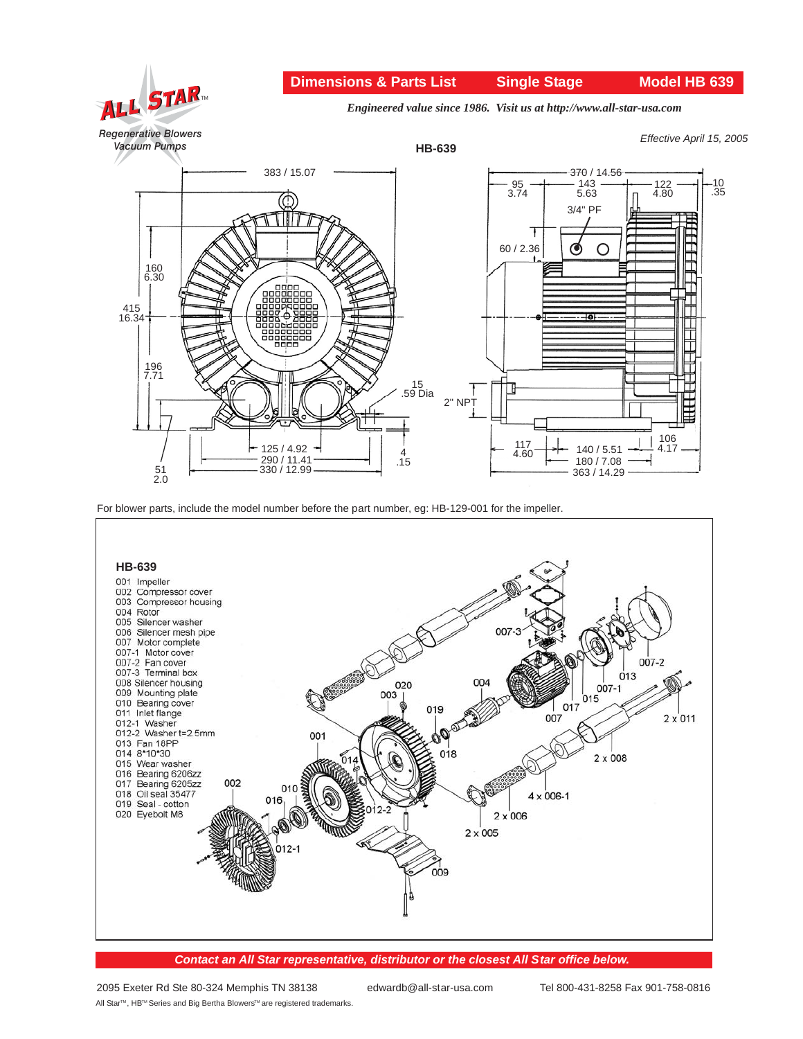# Dimensions & Parts List — Single Stage — Model HB 639

ALL STAR™

Regenerative Blowers
Vacuum Pumps

*Engineered value since 1986. Visit us at http://www.all-star-usa.com*

*Effective April 15, 2005*

**HB-639**

383 / 15.07
415
16.34
160
6.30
196
7.71
51
2.0
125 / 4.92
290 / 11.41
330 / 12.99
4
.15
15
.59 Dia
2" NPT
370 / 14.56
95
3.74
143
5.63
122
4.80
10
.35
3/4" PF
60 / 2.36
117
4.60
140 / 5.51
180 / 7.08
363 / 14.29
106
4.17

For blower parts, include the model number before the part number, eg: HB-129-001 for the impeller.

**HB-639**

001 Impeller
002 Compressor cover
003 Compressor housing
004 Rotor
005 Silencer washer
006 Silencer mesh pipe
007 Motor complete
007-1 Motor cover
007-2 Fan cover
007-3 Terminal box
008 Silencer housing
009 Mounting plate
010 Bearing cover
011 Inlet flange
012-1 Washer
012-2 Washer t=2.5mm
013 Fan 18PP
014 8*10*30
015 Wear washer
016 Bearing 6206zz
017 Bearing 6205zz
018 Oil seal 35477
019 Seal - cotton
020 Eyebolt M8

007-3
020
003
004
019
018
001
014
010
016
012-1
002
012-2
009
2 x 005
2 x 006
4 x 006-1
2 x 008
2 x 011
007
017
015
007-1
013
007-2

*Contact an All Star representative, distributor or the closest All Star office below.*

2095 Exeter Rd Ste 80-324 Memphis TN 38138 edwardb@all-star-usa.com Tel 800-431-8258 Fax 901-758-0816

All Star™, HB™ Series and Big Bertha Blowers™ are registered trademarks.